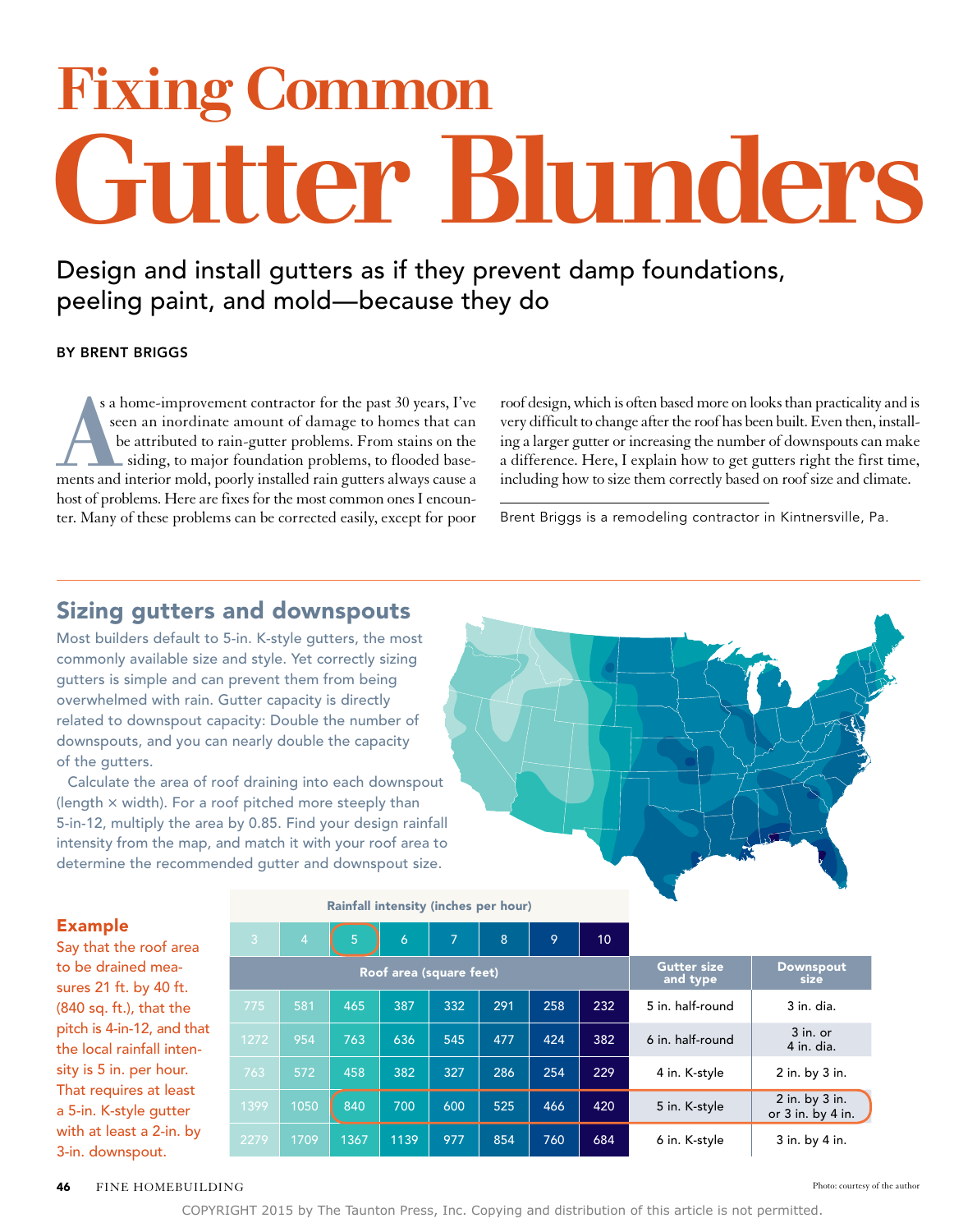# Fixing Common Gutter Blunders

Design and install gutters as if they prevent damp foundations, peeling paint, and mold—because they do

BY BRENT BRIGGS

As a home-improvement contractor for the past 30 years, I've seen an inordinate amount of damage to homes that can be attributed to rain-gutter problems. From stains on the siding, to major foundation problems, to flooded basements and interior mold, poorly installed rain gutters always cause a host of problems. Here are fixes for the most common ones I encounter. Many of these problems can be corrected easily, except for poor roof design, which is often based more on looks than practicality and is very difficult to change after the roof has been built. Even then, installing a larger gutter or increasing the number of downspouts can make a difference. Here, I explain how to get gutters right the first time, including how to size them correctly based on roof size and climate.

Brent Briggs is a remodeling contractor in Kintnersville, Pa.

## Sizing gutters and downspouts

Most builders default to 5-in. K-style gutters, the most commonly available size and style. Yet correctly sizing gutters is simple and can prevent them from being overwhelmed with rain. Gutter capacity is directly related to downspout capacity: Double the number of downspouts, and you can nearly double the capacity of the gutters.

Calculate the area of roof draining into each downspout (length × width). For a roof pitched more steeply than 5-in-12, multiply the area by 0.85. Find your design rainfall intensity from the map, and match it with your roof area to determine the recommended gutter and downspout size.

### Example

Say that the roof area to be drained measures 21 ft. by 40 ft. (840 sq. ft.), that the pitch is 4-in-12, and that the local rainfall intensity is 5 in. per hour. That requires at least a 5-in. K-style gutter with at least a 2-in. by 3-in. downspout.

| Rainfall intensity (inches per hour) | | | | | | | | | |
|---|---|---|---|---|---|---|---|---|---|
| 3 | 4 | 5 | 6 | 7 | 8 | 9 | 10 | | |
| Roof area (square feet) | | | | | | | | Gutter size and type | Downspout size |
| 775 | 581 | 465 | 387 | 332 | 291 | 258 | 232 | 5 in. half-round | 3 in. dia. |
| 1272 | 954 | 763 | 636 | 545 | 477 | 424 | 382 | 6 in. half-round | 3 in. or 4 in. dia. |
| 763 | 572 | 458 | 382 | 327 | 286 | 254 | 229 | 4 in. K-style | 2 in. by 3 in. |
| 1399 | 1050 | 840 | 700 | 600 | 525 | 466 | 420 | 5 in. K-style | 2 in. by 3 in. or 3 in. by 4 in. |
| 2279 | 1709 | 1367 | 1139 | 977 | 854 | 760 | 684 | 6 in. K-style | 3 in. by 4 in. |

Photo: courtesy of the author

COPYRIGHT 2015 by The Taunton Press, Inc. Copying and distribution of this article is not permitted.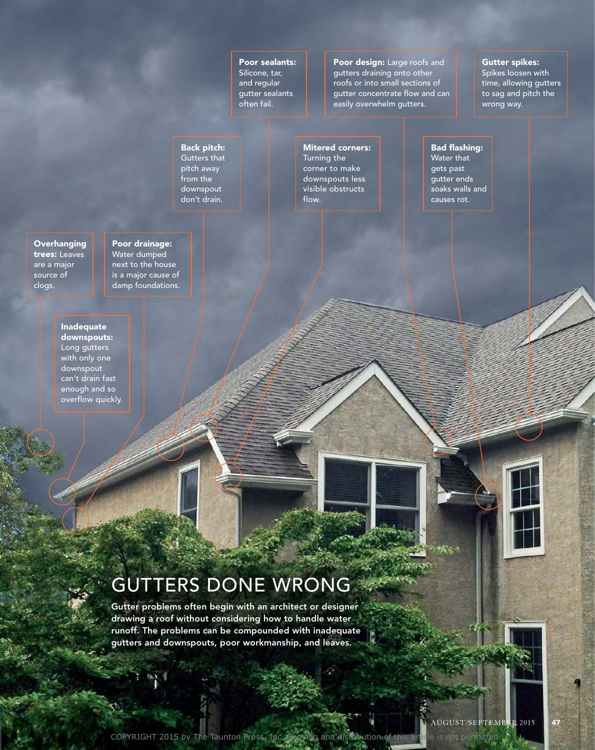**Poor sealants:** Silicone, tar, and regular gutter sealants often fail.

**Poor design:** Large roofs and gutters draining onto other roofs or into small sections of gutter concentrate flow and can easily overwhelm gutters.

**Gutter spikes:** Spikes loosen with time, allowing gutters to sag and pitch the wrong way.

**Back pitch:** Gutters that pitch away from the downspout don't drain.

**Mitered corners:** Turning the corner to make downspouts less visible obstructs flow.

**Bad flashing:** Water that gets past gutter ends soaks walls and causes rot.

**Overhanging trees:** Leaves are a major source of clogs.

**Poor drainage:** Water dumped next to the house is a major cause of damp foundations.

**Inadequate downspouts:** Long gutters with only one downspout can't drain fast enough and so overflow quickly.

# GUTTERS DONE WRONG

**Gutter problems often begin with an architect or designer drawing a roof without considering how to handle water runoff. The problems can be compounded with inadequate gutters and downspouts, poor workmanship, and leaves.**

COPYRIGHT 2015 by The Taunton Press, Inc. Copying and distribution of this article is not permitted.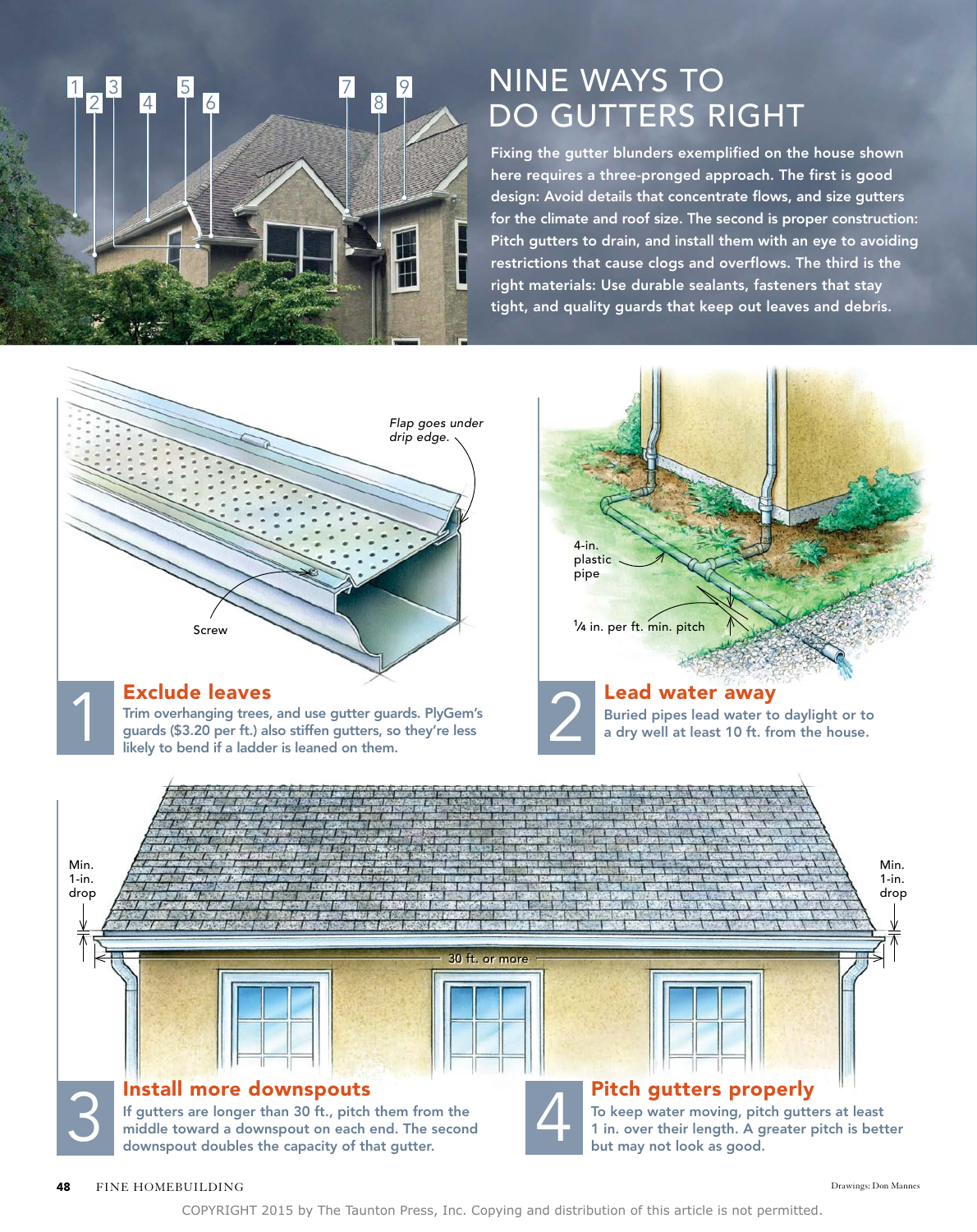# NINE WAYS TO DO GUTTERS RIGHT

Fixing the gutter blunders exemplified on the house shown here requires a three-pronged approach. The first is good design: Avoid details that concentrate flows, and size gutters for the climate and roof size. The second is proper construction: Pitch gutters to drain, and install them with an eye to avoiding restrictions that cause clogs and overflows. The third is the right materials: Use durable sealants, fasteners that stay tight, and quality guards that keep out leaves and debris.

*Flap goes under drip edge.*

Screw

## 1 Exclude leaves

Trim overhanging trees, and use gutter guards. PlyGem's guards ($3.20 per ft.) also stiffen gutters, so they're less likely to bend if a ladder is leaned on them.

4-in. plastic pipe

¼ in. per ft. min. pitch

## 2 Lead water away

Buried pipes lead water to daylight or to a dry well at least 10 ft. from the house.

Min. 1-in. drop

30 ft. or more

Min. 1-in. drop

## 3 Install more downspouts

If gutters are longer than 30 ft., pitch them from the middle toward a downspout on each end. The second downspout doubles the capacity of that gutter.

## 4 Pitch gutters properly

To keep water moving, pitch gutters at least 1 in. over their length. A greater pitch is better but may not look as good.

Drawings: Don Mannes

COPYRIGHT 2015 by The Taunton Press, Inc. Copying and distribution of this article is not permitted.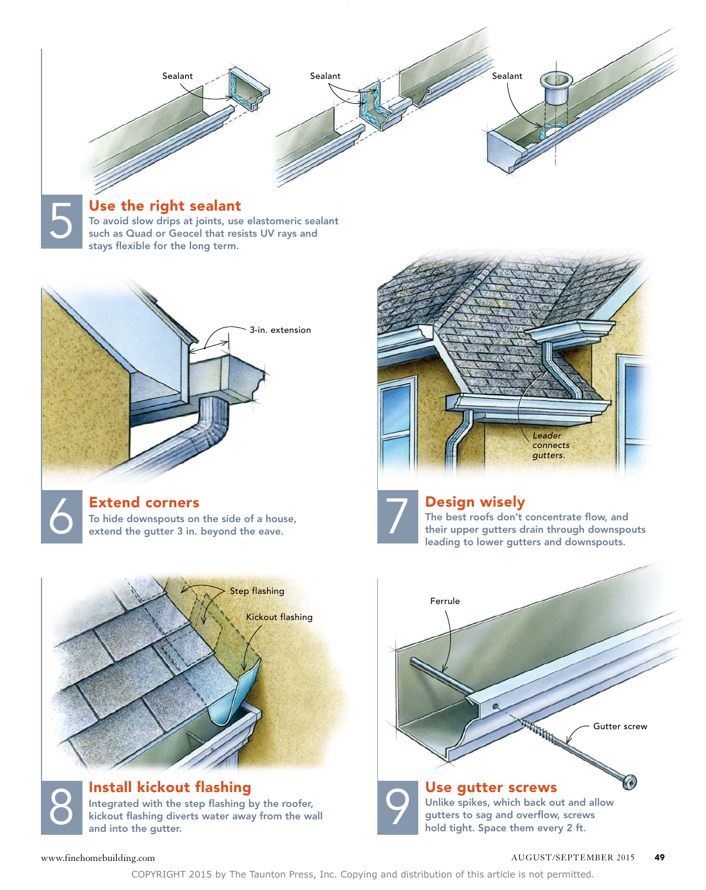Sealant

Sealant

Sealant

## 5 Use the right sealant

**To avoid slow drips at joints, use elastomeric sealant such as Quad or Geocel that resists UV rays and stays flexible for the long term.**

3-in. extension

## 6 Extend corners

**To hide downspouts on the side of a house, extend the gutter 3 in. beyond the eave.**

*Leader connects gutters.*

## 7 Design wisely

**The best roofs don't concentrate flow, and their upper gutters drain through downspouts leading to lower gutters and downspouts.**

Step flashing

Kickout flashing

## 8 Install kickout flashing

**Integrated with the step flashing by the roofer, kickout flashing diverts water away from the wall and into the gutter.**

Ferrule

Gutter screw

## 9 Use gutter screws

**Unlike spikes, which back out and allow gutters to sag and overflow, screws hold tight. Space them every 2 ft.**

COPYRIGHT 2015 by The Taunton Press, Inc. Copying and distribution of this article is not permitted.